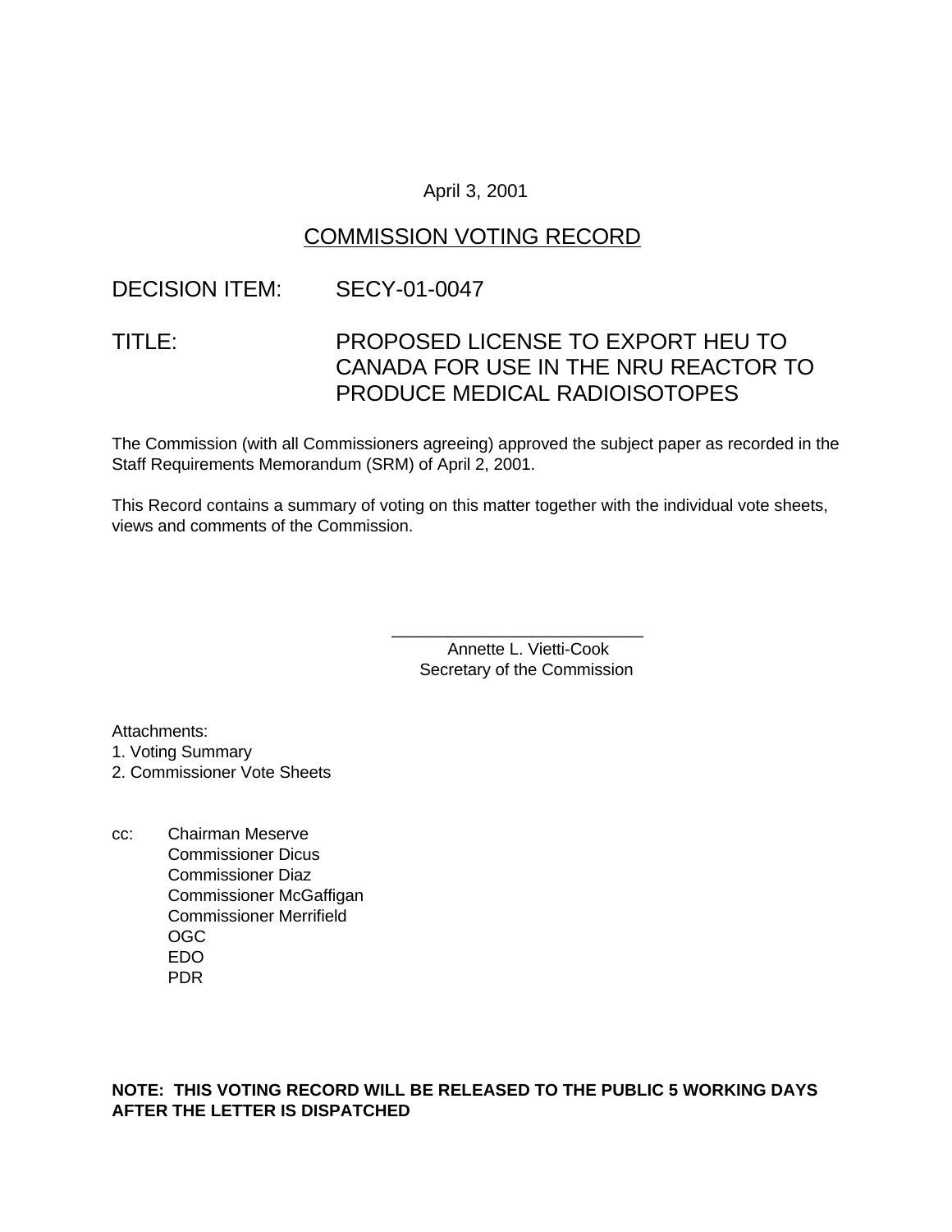April 3, 2001

# COMMISSION VOTING RECORD

DECISION ITEM: SECY-01-0047

TITLE: PROPOSED LICENSE TO EXPORT HEU TO CANADA FOR USE IN THE NRU REACTOR TO PRODUCE MEDICAL RADIOISOTOPES

The Commission (with all Commissioners agreeing) approved the subject paper as recorded in the Staff Requirements Memorandum (SRM) of April 2, 2001.

This Record contains a summary of voting on this matter together with the individual vote sheets, views and comments of the Commission.

\_\_\_\_\_\_\_\_\_\_\_\_\_\_\_\_\_\_\_\_\_\_\_\_\_\_\_\_
Annette L. Vietti-Cook
Secretary of the Commission

Attachments:
1. Voting Summary
2. Commissioner Vote Sheets

cc: Chairman Meserve
Commissioner Dicus
Commissioner Diaz
Commissioner McGaffigan
Commissioner Merrifield
OGC
EDO
PDR

**NOTE: THIS VOTING RECORD WILL BE RELEASED TO THE PUBLIC 5 WORKING DAYS AFTER THE LETTER IS DISPATCHED**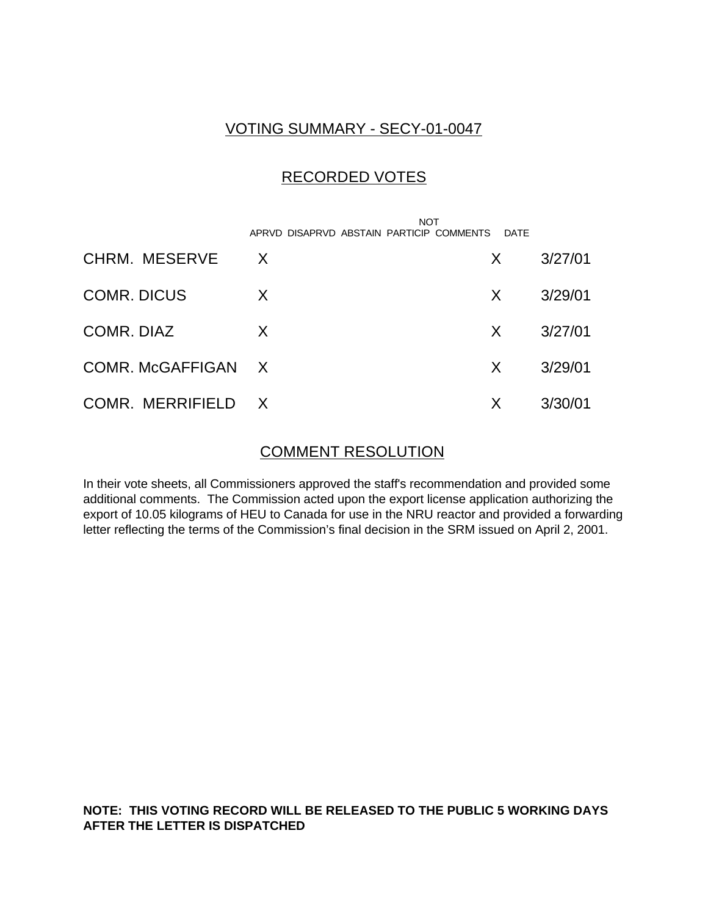# VOTING SUMMARY - SECY-01-0047

## RECORDED VOTES

| | APRVD | DISAPRVD | ABSTAIN | NOT PARTICIP | COMMENTS | DATE |
|---|---|---|---|---|---|---|
| CHRM. MESERVE | X | | | | X | 3/27/01 |
| COMR. DICUS | X | | | | X | 3/29/01 |
| COMR. DIAZ | X | | | | X | 3/27/01 |
| COMR. McGAFFIGAN | X | | | | X | 3/29/01 |
| COMR. MERRIFIELD | X | | | | X | 3/30/01 |

## COMMENT RESOLUTION

In their vote sheets, all Commissioners approved the staff's recommendation and provided some additional comments. The Commission acted upon the export license application authorizing the export of 10.05 kilograms of HEU to Canada for use in the NRU reactor and provided a forwarding letter reflecting the terms of the Commission's final decision in the SRM issued on April 2, 2001.

**NOTE: THIS VOTING RECORD WILL BE RELEASED TO THE PUBLIC 5 WORKING DAYS AFTER THE LETTER IS DISPATCHED**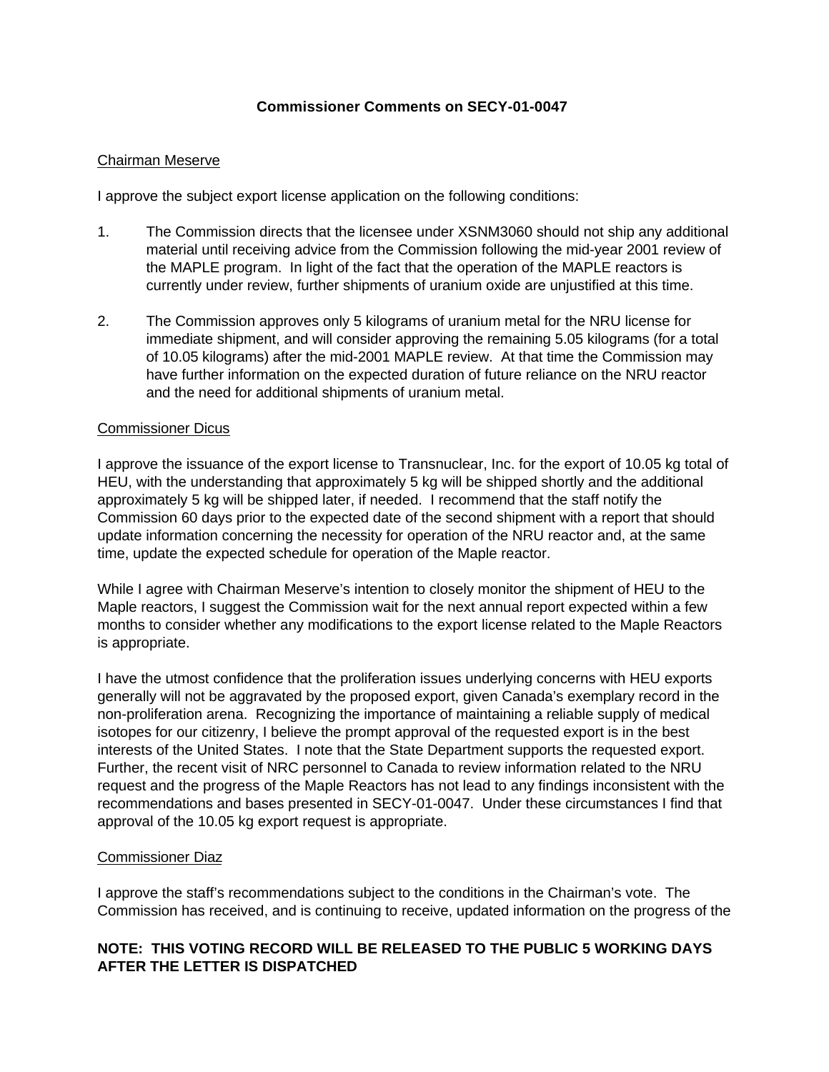**Commissioner Comments on SECY-01-0047**

Chairman Meserve

I approve the subject export license application on the following conditions:

1. The Commission directs that the licensee under XSNM3060 should not ship any additional material until receiving advice from the Commission following the mid-year 2001 review of the MAPLE program. In light of the fact that the operation of the MAPLE reactors is currently under review, further shipments of uranium oxide are unjustified at this time.

2. The Commission approves only 5 kilograms of uranium metal for the NRU license for immediate shipment, and will consider approving the remaining 5.05 kilograms (for a total of 10.05 kilograms) after the mid-2001 MAPLE review. At that time the Commission may have further information on the expected duration of future reliance on the NRU reactor and the need for additional shipments of uranium metal.

Commissioner Dicus

I approve the issuance of the export license to Transnuclear, Inc. for the export of 10.05 kg total of HEU, with the understanding that approximately 5 kg will be shipped shortly and the additional approximately 5 kg will be shipped later, if needed. I recommend that the staff notify the Commission 60 days prior to the expected date of the second shipment with a report that should update information concerning the necessity for operation of the NRU reactor and, at the same time, update the expected schedule for operation of the Maple reactor.

While I agree with Chairman Meserve's intention to closely monitor the shipment of HEU to the Maple reactors, I suggest the Commission wait for the next annual report expected within a few months to consider whether any modifications to the export license related to the Maple Reactors is appropriate.

I have the utmost confidence that the proliferation issues underlying concerns with HEU exports generally will not be aggravated by the proposed export, given Canada's exemplary record in the non-proliferation arena. Recognizing the importance of maintaining a reliable supply of medical isotopes for our citizenry, I believe the prompt approval of the requested export is in the best interests of the United States. I note that the State Department supports the requested export. Further, the recent visit of NRC personnel to Canada to review information related to the NRU request and the progress of the Maple Reactors has not lead to any findings inconsistent with the recommendations and bases presented in SECY-01-0047. Under these circumstances I find that approval of the 10.05 kg export request is appropriate.

Commissioner Diaz

I approve the staff's recommendations subject to the conditions in the Chairman's vote. The Commission has received, and is continuing to receive, updated information on the progress of the

**NOTE: THIS VOTING RECORD WILL BE RELEASED TO THE PUBLIC 5 WORKING DAYS AFTER THE LETTER IS DISPATCHED**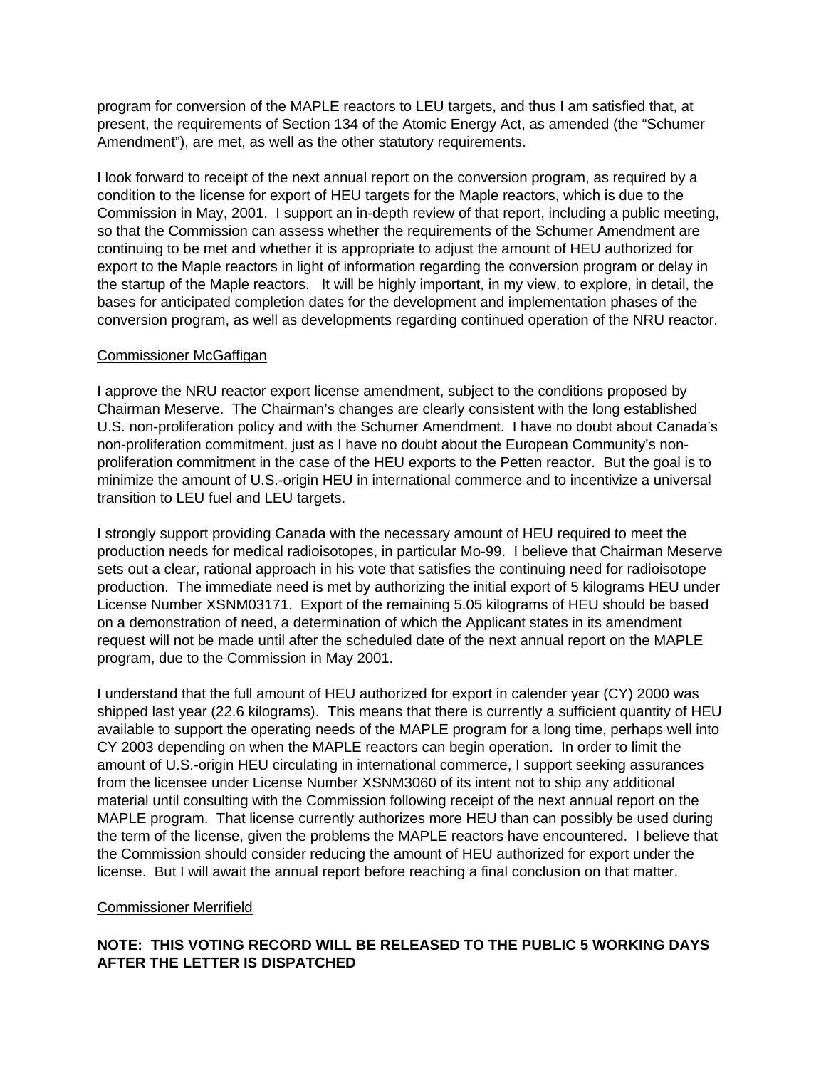program for conversion of the MAPLE reactors to LEU targets, and thus I am satisfied that, at present, the requirements of Section 134 of the Atomic Energy Act, as amended (the "Schumer Amendment"), are met, as well as the other statutory requirements.

I look forward to receipt of the next annual report on the conversion program, as required by a condition to the license for export of HEU targets for the Maple reactors, which is due to the Commission in May, 2001. I support an in-depth review of that report, including a public meeting, so that the Commission can assess whether the requirements of the Schumer Amendment are continuing to be met and whether it is appropriate to adjust the amount of HEU authorized for export to the Maple reactors in light of information regarding the conversion program or delay in the startup of the Maple reactors. It will be highly important, in my view, to explore, in detail, the bases for anticipated completion dates for the development and implementation phases of the conversion program, as well as developments regarding continued operation of the NRU reactor.

Commissioner McGaffigan

I approve the NRU reactor export license amendment, subject to the conditions proposed by Chairman Meserve. The Chairman's changes are clearly consistent with the long established U.S. non-proliferation policy and with the Schumer Amendment. I have no doubt about Canada's non-proliferation commitment, just as I have no doubt about the European Community's non-proliferation commitment in the case of the HEU exports to the Petten reactor. But the goal is to minimize the amount of U.S.-origin HEU in international commerce and to incentivize a universal transition to LEU fuel and LEU targets.

I strongly support providing Canada with the necessary amount of HEU required to meet the production needs for medical radioisotopes, in particular Mo-99. I believe that Chairman Meserve sets out a clear, rational approach in his vote that satisfies the continuing need for radioisotope production. The immediate need is met by authorizing the initial export of 5 kilograms HEU under License Number XSNM03171. Export of the remaining 5.05 kilograms of HEU should be based on a demonstration of need, a determination of which the Applicant states in its amendment request will not be made until after the scheduled date of the next annual report on the MAPLE program, due to the Commission in May 2001.

I understand that the full amount of HEU authorized for export in calender year (CY) 2000 was shipped last year (22.6 kilograms). This means that there is currently a sufficient quantity of HEU available to support the operating needs of the MAPLE program for a long time, perhaps well into CY 2003 depending on when the MAPLE reactors can begin operation. In order to limit the amount of U.S.-origin HEU circulating in international commerce, I support seeking assurances from the licensee under License Number XSNM3060 of its intent not to ship any additional material until consulting with the Commission following receipt of the next annual report on the MAPLE program. That license currently authorizes more HEU than can possibly be used during the term of the license, given the problems the MAPLE reactors have encountered. I believe that the Commission should consider reducing the amount of HEU authorized for export under the license. But I will await the annual report before reaching a final conclusion on that matter.

Commissioner Merrifield

**NOTE: THIS VOTING RECORD WILL BE RELEASED TO THE PUBLIC 5 WORKING DAYS AFTER THE LETTER IS DISPATCHED**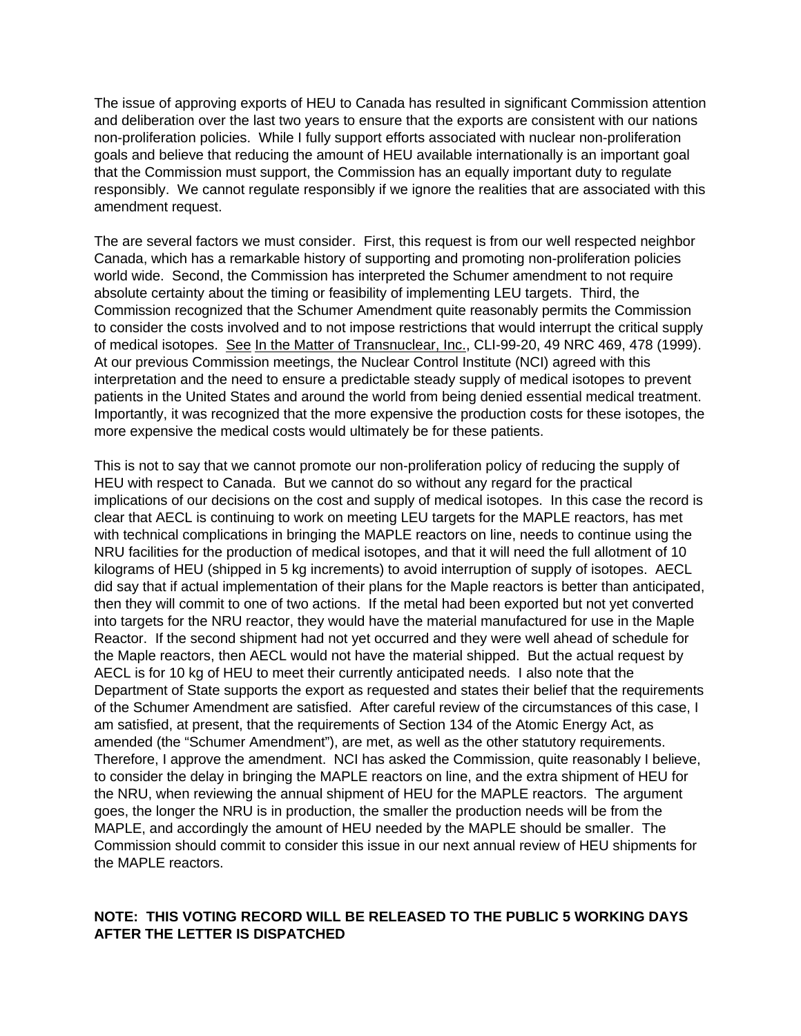The issue of approving exports of HEU to Canada has resulted in significant Commission attention and deliberation over the last two years to ensure that the exports are consistent with our nations non-proliferation policies. While I fully support efforts associated with nuclear non-proliferation goals and believe that reducing the amount of HEU available internationally is an important goal that the Commission must support, the Commission has an equally important duty to regulate responsibly. We cannot regulate responsibly if we ignore the realities that are associated with this amendment request.

The are several factors we must consider. First, this request is from our well respected neighbor Canada, which has a remarkable history of supporting and promoting non-proliferation policies world wide. Second, the Commission has interpreted the Schumer amendment to not require absolute certainty about the timing or feasibility of implementing LEU targets. Third, the Commission recognized that the Schumer Amendment quite reasonably permits the Commission to consider the costs involved and to not impose restrictions that would interrupt the critical supply of medical isotopes. See In the Matter of Transnuclear, Inc., CLI-99-20, 49 NRC 469, 478 (1999). At our previous Commission meetings, the Nuclear Control Institute (NCI) agreed with this interpretation and the need to ensure a predictable steady supply of medical isotopes to prevent patients in the United States and around the world from being denied essential medical treatment. Importantly, it was recognized that the more expensive the production costs for these isotopes, the more expensive the medical costs would ultimately be for these patients.

This is not to say that we cannot promote our non-proliferation policy of reducing the supply of HEU with respect to Canada. But we cannot do so without any regard for the practical implications of our decisions on the cost and supply of medical isotopes. In this case the record is clear that AECL is continuing to work on meeting LEU targets for the MAPLE reactors, has met with technical complications in bringing the MAPLE reactors on line, needs to continue using the NRU facilities for the production of medical isotopes, and that it will need the full allotment of 10 kilograms of HEU (shipped in 5 kg increments) to avoid interruption of supply of isotopes. AECL did say that if actual implementation of their plans for the Maple reactors is better than anticipated, then they will commit to one of two actions. If the metal had been exported but not yet converted into targets for the NRU reactor, they would have the material manufactured for use in the Maple Reactor. If the second shipment had not yet occurred and they were well ahead of schedule for the Maple reactors, then AECL would not have the material shipped. But the actual request by AECL is for 10 kg of HEU to meet their currently anticipated needs. I also note that the Department of State supports the export as requested and states their belief that the requirements of the Schumer Amendment are satisfied. After careful review of the circumstances of this case, I am satisfied, at present, that the requirements of Section 134 of the Atomic Energy Act, as amended (the "Schumer Amendment"), are met, as well as the other statutory requirements. Therefore, I approve the amendment. NCI has asked the Commission, quite reasonably I believe, to consider the delay in bringing the MAPLE reactors on line, and the extra shipment of HEU for the NRU, when reviewing the annual shipment of HEU for the MAPLE reactors. The argument goes, the longer the NRU is in production, the smaller the production needs will be from the MAPLE, and accordingly the amount of HEU needed by the MAPLE should be smaller. The Commission should commit to consider this issue in our next annual review of HEU shipments for the MAPLE reactors.

**NOTE: THIS VOTING RECORD WILL BE RELEASED TO THE PUBLIC 5 WORKING DAYS AFTER THE LETTER IS DISPATCHED**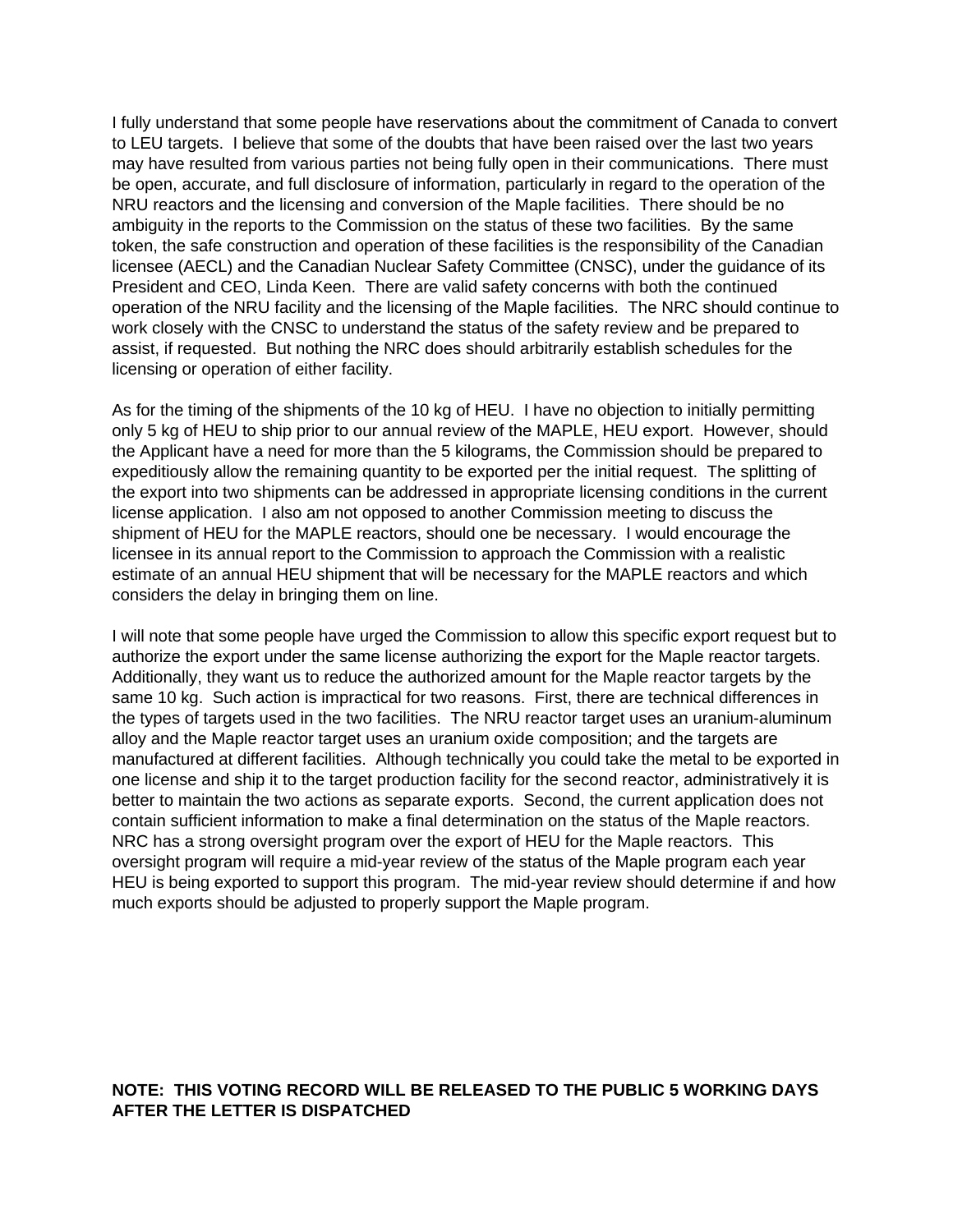I fully understand that some people have reservations about the commitment of Canada to convert to LEU targets. I believe that some of the doubts that have been raised over the last two years may have resulted from various parties not being fully open in their communications. There must be open, accurate, and full disclosure of information, particularly in regard to the operation of the NRU reactors and the licensing and conversion of the Maple facilities. There should be no ambiguity in the reports to the Commission on the status of these two facilities. By the same token, the safe construction and operation of these facilities is the responsibility of the Canadian licensee (AECL) and the Canadian Nuclear Safety Committee (CNSC), under the guidance of its President and CEO, Linda Keen. There are valid safety concerns with both the continued operation of the NRU facility and the licensing of the Maple facilities. The NRC should continue to work closely with the CNSC to understand the status of the safety review and be prepared to assist, if requested. But nothing the NRC does should arbitrarily establish schedules for the licensing or operation of either facility.

As for the timing of the shipments of the 10 kg of HEU. I have no objection to initially permitting only 5 kg of HEU to ship prior to our annual review of the MAPLE, HEU export. However, should the Applicant have a need for more than the 5 kilograms, the Commission should be prepared to expeditiously allow the remaining quantity to be exported per the initial request. The splitting of the export into two shipments can be addressed in appropriate licensing conditions in the current license application. I also am not opposed to another Commission meeting to discuss the shipment of HEU for the MAPLE reactors, should one be necessary. I would encourage the licensee in its annual report to the Commission to approach the Commission with a realistic estimate of an annual HEU shipment that will be necessary for the MAPLE reactors and which considers the delay in bringing them on line.

I will note that some people have urged the Commission to allow this specific export request but to authorize the export under the same license authorizing the export for the Maple reactor targets. Additionally, they want us to reduce the authorized amount for the Maple reactor targets by the same 10 kg. Such action is impractical for two reasons. First, there are technical differences in the types of targets used in the two facilities. The NRU reactor target uses an uranium-aluminum alloy and the Maple reactor target uses an uranium oxide composition; and the targets are manufactured at different facilities. Although technically you could take the metal to be exported in one license and ship it to the target production facility for the second reactor, administratively it is better to maintain the two actions as separate exports. Second, the current application does not contain sufficient information to make a final determination on the status of the Maple reactors. NRC has a strong oversight program over the export of HEU for the Maple reactors. This oversight program will require a mid-year review of the status of the Maple program each year HEU is being exported to support this program. The mid-year review should determine if and how much exports should be adjusted to properly support the Maple program.

**NOTE: THIS VOTING RECORD WILL BE RELEASED TO THE PUBLIC 5 WORKING DAYS AFTER THE LETTER IS DISPATCHED**